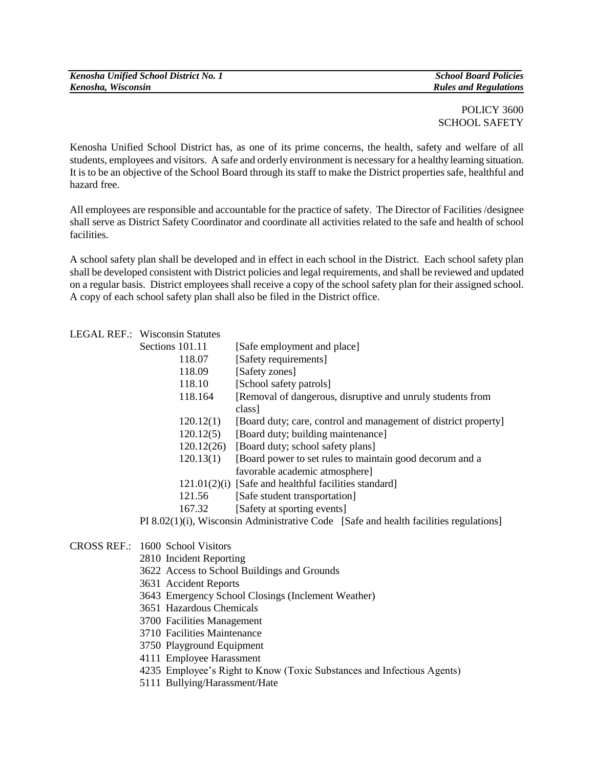POLICY 3600
SCHOOL SAFETY

Kenosha Unified School District has, as one of its prime concerns, the health, safety and welfare of all students, employees and visitors. A safe and orderly environment is necessary for a healthy learning situation. It is to be an objective of the School Board through its staff to make the District properties safe, healthful and hazard free.

All employees are responsible and accountable for the practice of safety. The Director of Facilities /designee shall serve as District Safety Coordinator and coordinate all activities related to the safe and health of school facilities.

A school safety plan shall be developed and in effect in each school in the District. Each school safety plan shall be developed consistent with District policies and legal requirements, and shall be reviewed and updated on a regular basis. District employees shall receive a copy of the school safety plan for their assigned school. A copy of each school safety plan shall also be filed in the District office.

LEGAL REF.: Wisconsin Statutes

| | |
|---|---|
| Sections 101.11 | [Safe employment and place] |
| 118.07 | [Safety requirements] |
| 118.09 | [Safety zones] |
| 118.10 | [School safety patrols] |
| 118.164 | [Removal of dangerous, disruptive and unruly students from class] |
| 120.12(1) | [Board duty; care, control and management of district property] |
| 120.12(5) | [Board duty; building maintenance] |
| 120.12(26) | [Board duty; school safety plans] |
| 120.13(1) | [Board power to set rules to maintain good decorum and a favorable academic atmosphere] |
| 121.01(2)(i) | [Safe and healthful facilities standard] |
| 121.56 | [Safe student transportation] |
| 167.32 | [Safety at sporting events] |

PI 8.02(1)(i), Wisconsin Administrative Code [Safe and health facilities regulations]

CROSS REF.:
- 1600 School Visitors
- 2810 Incident Reporting
- 3622 Access to School Buildings and Grounds
- 3631 Accident Reports
- 3643 Emergency School Closings (Inclement Weather)
- 3651 Hazardous Chemicals
- 3700 Facilities Management
- 3710 Facilities Maintenance
- 3750 Playground Equipment
- 4111 Employee Harassment
- 4235 Employee's Right to Know (Toxic Substances and Infectious Agents)
- 5111 Bullying/Harassment/Hate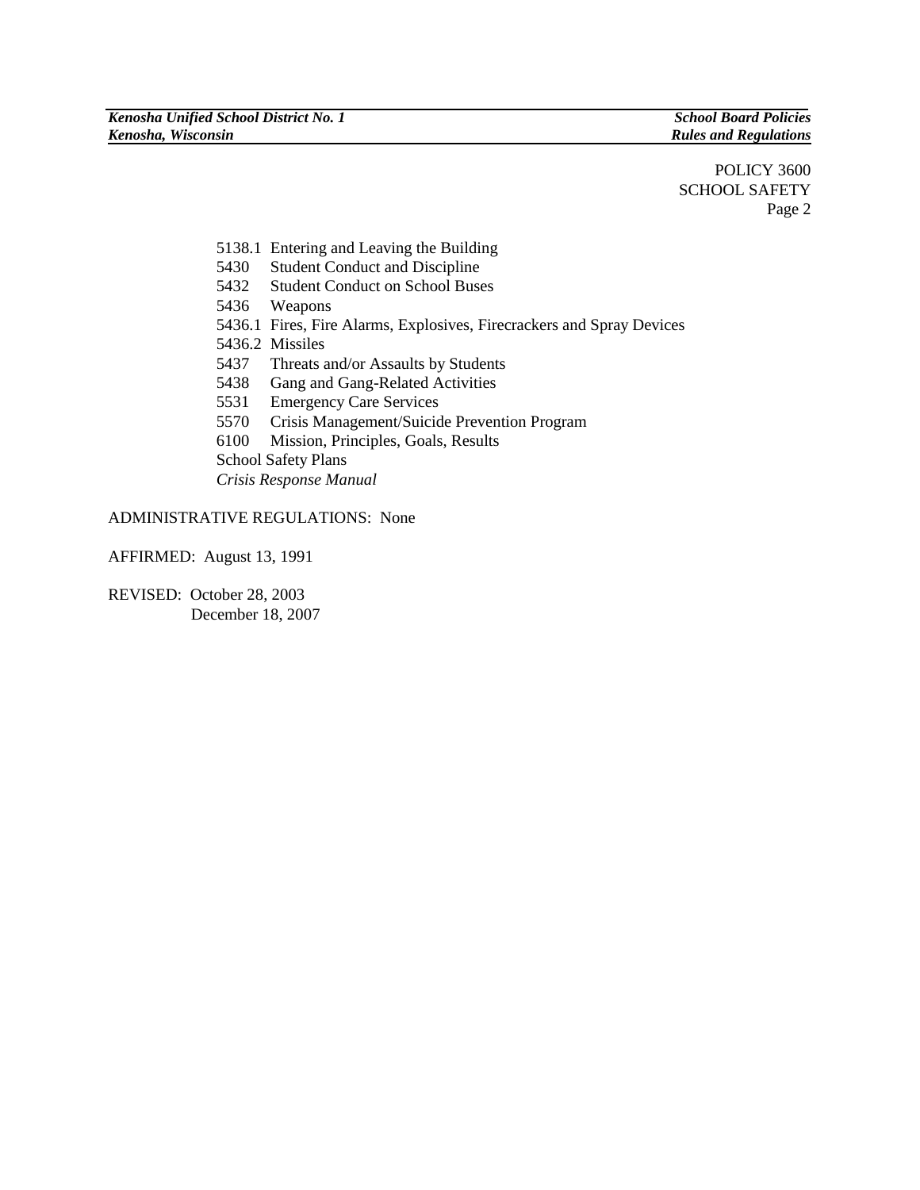5138.1 Entering and Leaving the Building
5430 Student Conduct and Discipline
5432 Student Conduct on School Buses
5436 Weapons
5436.1 Fires, Fire Alarms, Explosives, Firecrackers and Spray Devices
5436.2 Missiles
5437 Threats and/or Assaults by Students
5438 Gang and Gang-Related Activities
5531 Emergency Care Services
5570 Crisis Management/Suicide Prevention Program
6100 Mission, Principles, Goals, Results
School Safety Plans
*Crisis Response Manual*

ADMINISTRATIVE REGULATIONS: None

AFFIRMED: August 13, 1991

REVISED: October 28, 2003
December 18, 2007